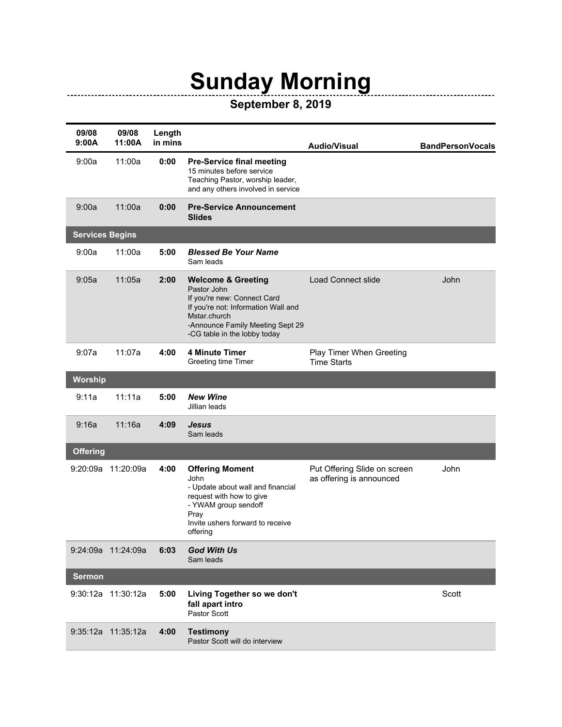# Sunday Morning

## September 8, 2019

| 09/08 9:00A | 09/08 11:00A | Length in mins | | Audio/Visual | BandPersonVocals |
|---|---|---|---|---|---|
| 9:00a | 11:00a | **0:00** | **Pre-Service final meeting**<br>15 minutes before service<br>Teaching Pastor, worship leader, and any others involved in service | | |
| 9:00a | 11:00a | **0:00** | **Pre-Service Announcement Slides** | | |
| **Services Begins** | | | | | |
| 9:00a | 11:00a | **5:00** | ***Blessed Be Your Name***<br>Sam leads | | |
| 9:05a | 11:05a | **2:00** | **Welcome & Greeting**<br>Pastor John<br>If you're new: Connect Card<br>If you're not: Information Wall and Mstar.church<br>-Announce Family Meeting Sept 29<br>-CG table in the lobby today | Load Connect slide | John |
| 9:07a | 11:07a | **4:00** | **4 Minute Timer**<br>Greeting time Timer | Play Timer When Greeting Time Starts | |
| **Worship** | | | | | |
| 9:11a | 11:11a | **5:00** | ***New Wine***<br>Jillian leads | | |
| 9:16a | 11:16a | **4:09** | ***Jesus***<br>Sam leads | | |
| **Offering** | | | | | |
| 9:20:09a | 11:20:09a | **4:00** | **Offering Moment**<br>John<br>- Update about wall and financial request with how to give<br>- YWAM group sendoff<br>Pray<br>Invite ushers forward to receive offering | Put Offering Slide on screen as offering is announced | John |
| 9:24:09a | 11:24:09a | **6:03** | ***God With Us***<br>Sam leads | | |
| **Sermon** | | | | | |
| 9:30:12a | 11:30:12a | **5:00** | **Living Together so we don't fall apart intro**<br>Pastor Scott | | Scott |
| 9:35:12a | 11:35:12a | **4:00** | **Testimony**<br>Pastor Scott will do interview | | |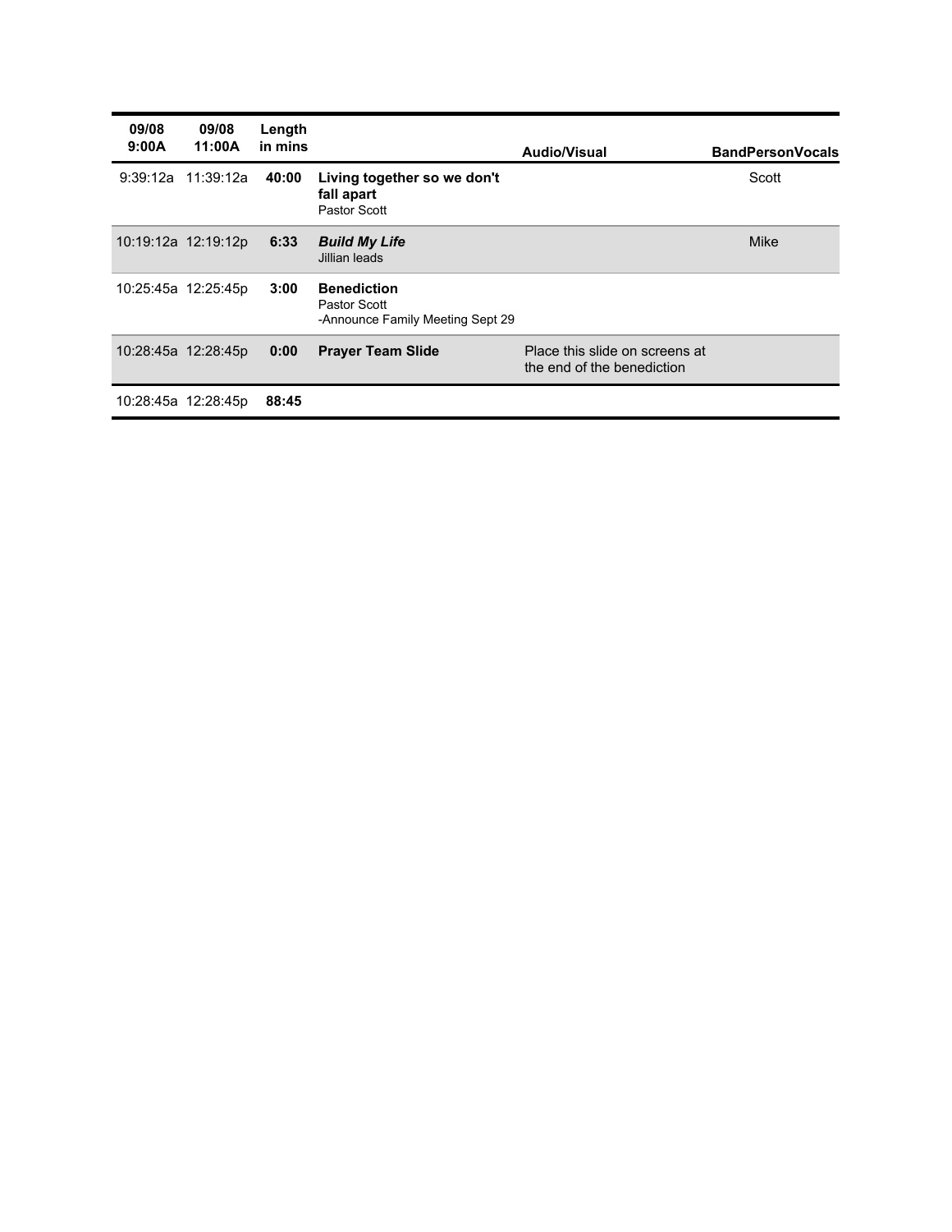| 09/08 9:00A | 09/08 11:00A | Length in mins | | Audio/Visual | BandPersonVocals |
|---|---|---|---|---|---|
| 9:39:12a | 11:39:12a | **40:00** | **Living together so we don't fall apart**<br>Pastor Scott | | Scott |
| 10:19:12a | 12:19:12p | **6:33** | ***Build My Life***<br>Jillian leads | | Mike |
| 10:25:45a | 12:25:45p | **3:00** | **Benediction**<br>Pastor Scott<br>-Announce Family Meeting Sept 29 | | |
| 10:28:45a | 12:28:45p | **0:00** | **Prayer Team Slide** | Place this slide on screens at the end of the benediction | |
| 10:28:45a | 12:28:45p | **88:45** | | | |